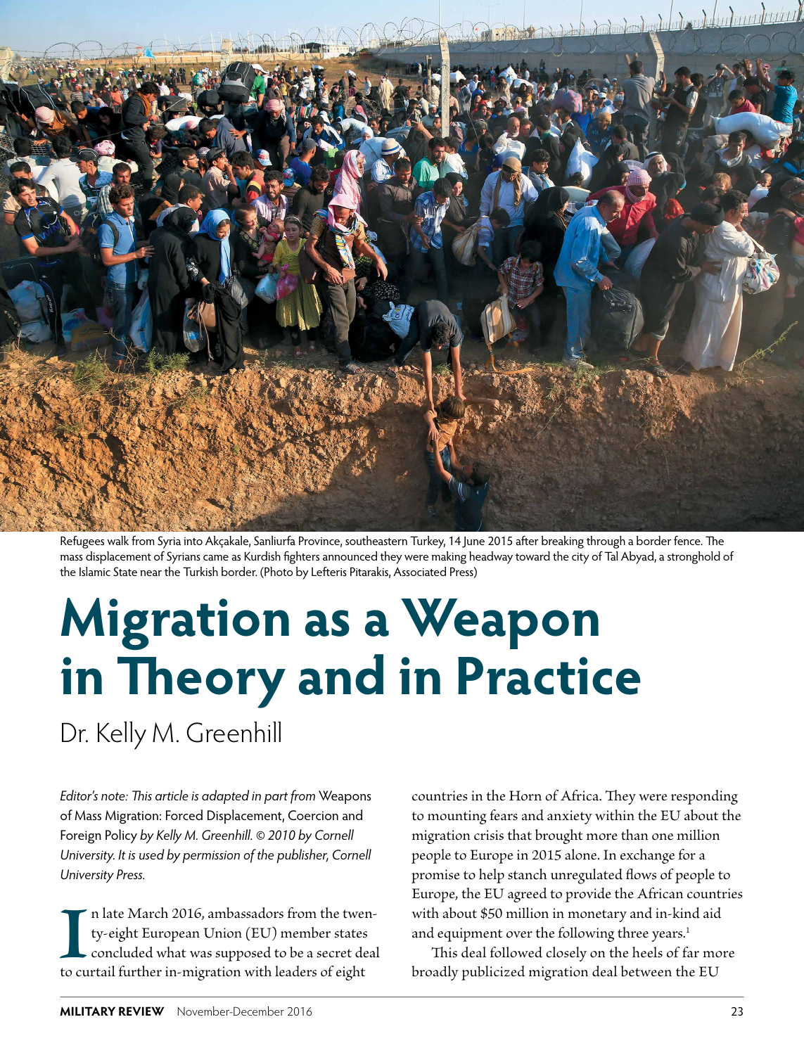Refugees walk from Syria into Akçakale, Sanliurfa Province, southeastern Turkey, 14 June 2015 after breaking through a border fence. The mass displacement of Syrians came as Kurdish fighters announced they were making headway toward the city of Tal Abyad, a stronghold of the Islamic State near the Turkish border. (Photo by Lefteris Pitarakis, Associated Press)

# Migration as a Weapon in Theory and in Practice

Dr. Kelly M. Greenhill

*Editor's note: This article is adapted in part from* Weapons of Mass Migration: Forced Displacement, Coercion and Foreign Policy *by Kelly M. Greenhill. © 2010 by Cornell University. It is used by permission of the publisher, Cornell University Press.*

In late March 2016, ambassadors from the twenty-eight European Union (EU) member states concluded what was supposed to be a secret deal to curtail further in-migration with leaders of eight countries in the Horn of Africa. They were responding to mounting fears and anxiety within the EU about the migration crisis that brought more than one million people to Europe in 2015 alone. In exchange for a promise to help stanch unregulated flows of people to Europe, the EU agreed to provide the African countries with about $50 million in monetary and in-kind aid and equipment over the following three years.[1]

This deal followed closely on the heels of far more broadly publicized migration deal between the EU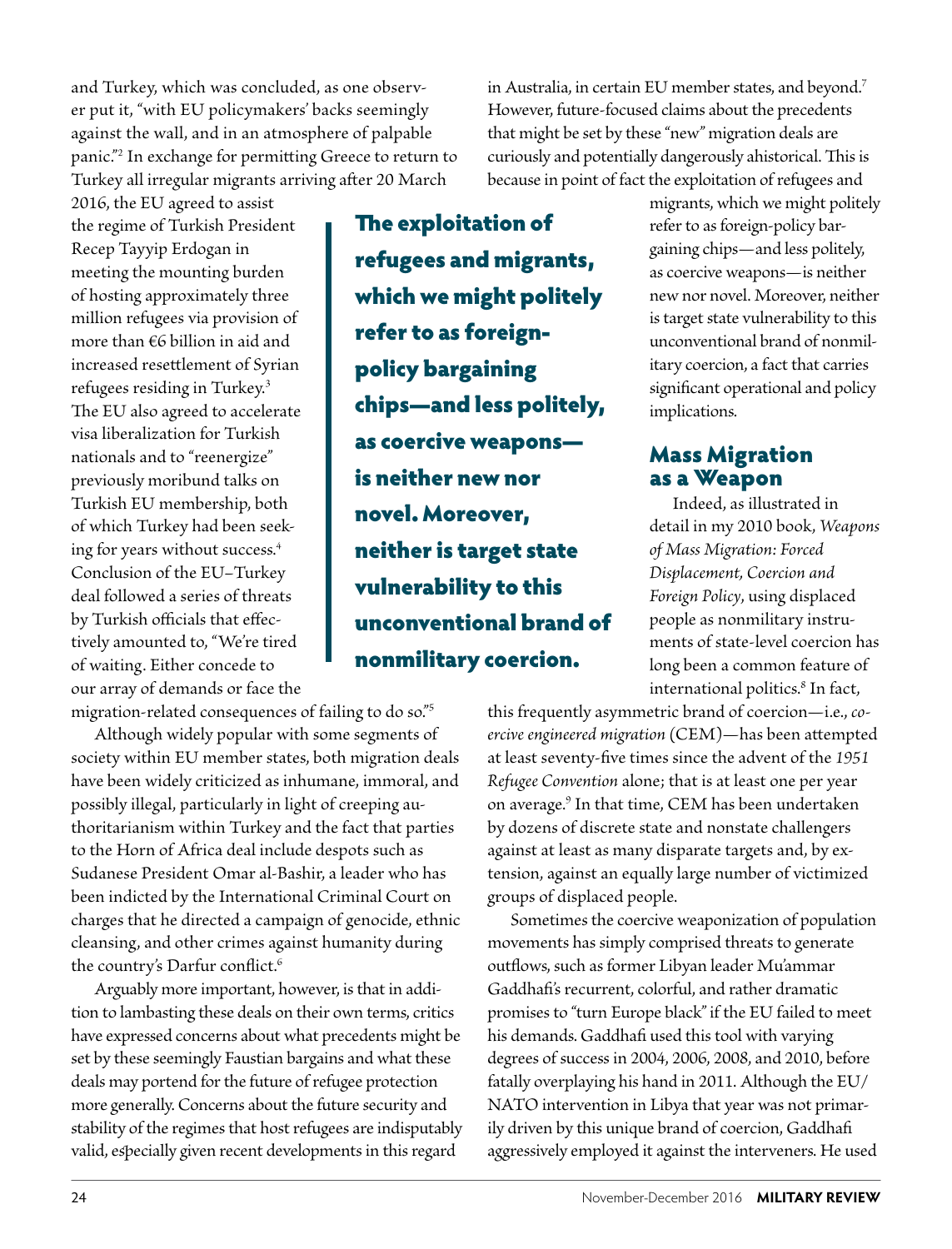and Turkey, which was concluded, as one observer put it, "with EU policymakers' backs seemingly against the wall, and in an atmosphere of palpable panic."[2] In exchange for permitting Greece to return to Turkey all irregular migrants arriving after 20 March 2016, the EU agreed to assist the regime of Turkish President Recep Tayyip Erdogan in meeting the mounting burden of hosting approximately three million refugees via provision of more than €6 billion in aid and increased resettlement of Syrian refugees residing in Turkey.[3] The EU also agreed to accelerate visa liberalization for Turkish nationals and to "reenergize" previously moribund talks on Turkish EU membership, both of which Turkey had been seeking for years without success.[4] Conclusion of the EU–Turkey deal followed a series of threats by Turkish officials that effectively amounted to, "We're tired of waiting. Either concede to our array of demands or face the migration-related consequences of failing to do so."[5]

Although widely popular with some segments of society within EU member states, both migration deals have been widely criticized as inhumane, immoral, and possibly illegal, particularly in light of creeping authoritarianism within Turkey and the fact that parties to the Horn of Africa deal include despots such as Sudanese President Omar al-Bashir, a leader who has been indicted by the International Criminal Court on charges that he directed a campaign of genocide, ethnic cleansing, and other crimes against humanity during the country's Darfur conflict.[6]

Arguably more important, however, is that in addition to lambasting these deals on their own terms, critics have expressed concerns about what precedents might be set by these seemingly Faustian bargains and what these deals may portend for the future of refugee protection more generally. Concerns about the future security and stability of the regimes that host refugees are indisputably valid, especially given recent developments in this regard in Australia, in certain EU member states, and beyond.[7] However, future-focused claims about the precedents that might be set by these "new" migration deals are curiously and potentially dangerously ahistorical. This is because in point of fact the exploitation of refugees and migrants, which we might politely refer to as foreign-policy bargaining chips—and less politely, as coercive weapons—is neither new nor novel. Moreover, neither is target state vulnerability to this unconventional brand of nonmilitary coercion, a fact that carries significant operational and policy implications.

> **The exploitation of refugees and migrants, which we might politely refer to as foreign-policy bargaining chips—and less politely, as coercive weapons—is neither new nor novel. Moreover, neither is target state vulnerability to this unconventional brand of nonmilitary coercion.**

## Mass Migration as a Weapon

Indeed, as illustrated in detail in my 2010 book, *Weapons of Mass Migration: Forced Displacement, Coercion and Foreign Policy*, using displaced people as nonmilitary instruments of state-level coercion has long been a common feature of international politics.[8] In fact, this frequently asymmetric brand of coercion—i.e., *coercive engineered migration* (CEM)—has been attempted at least seventy-five times since the advent of the *1951 Refugee Convention* alone; that is at least one per year on average.[9] In that time, CEM has been undertaken by dozens of discrete state and nonstate challengers against at least as many disparate targets and, by extension, against an equally large number of victimized groups of displaced people.

Sometimes the coercive weaponization of population movements has simply comprised threats to generate outflows, such as former Libyan leader Mu'ammar Gaddhafi's recurrent, colorful, and rather dramatic promises to "turn Europe black" if the EU failed to meet his demands. Gaddhafi used this tool with varying degrees of success in 2004, 2006, 2008, and 2010, before fatally overplaying his hand in 2011. Although the EU/NATO intervention in Libya that year was not primarily driven by this unique brand of coercion, Gaddhafi aggressively employed it against the interveners. He used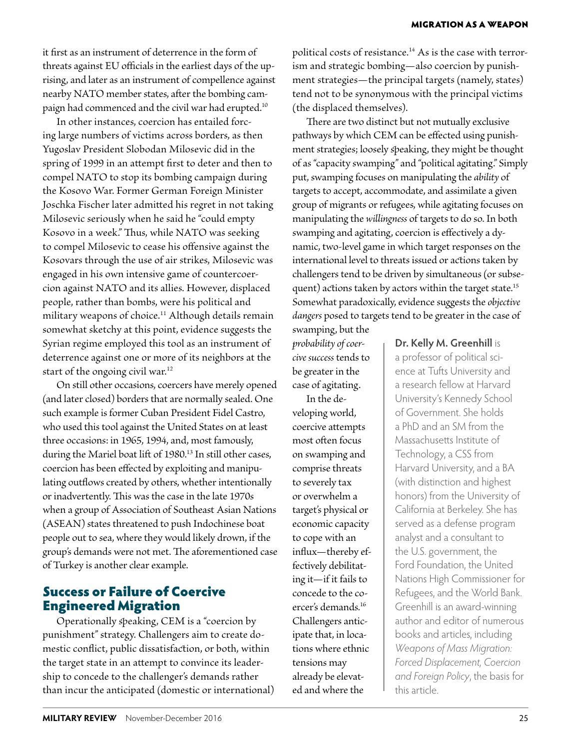it first as an instrument of deterrence in the form of threats against EU officials in the earliest days of the uprising, and later as an instrument of compellence against nearby NATO member states, after the bombing campaign had commenced and the civil war had erupted.[10]

In other instances, coercion has entailed forcing large numbers of victims across borders, as then Yugoslav President Slobodan Milosevic did in the spring of 1999 in an attempt first to deter and then to compel NATO to stop its bombing campaign during the Kosovo War. Former German Foreign Minister Joschka Fischer later admitted his regret in not taking Milosevic seriously when he said he "could empty Kosovo in a week." Thus, while NATO was seeking to compel Milosevic to cease his offensive against the Kosovars through the use of air strikes, Milosevic was engaged in his own intensive game of countercoercion against NATO and its allies. However, displaced people, rather than bombs, were his political and military weapons of choice.[11] Although details remain somewhat sketchy at this point, evidence suggests the Syrian regime employed this tool as an instrument of deterrence against one or more of its neighbors at the start of the ongoing civil war.[12]

On still other occasions, coercers have merely opened (and later closed) borders that are normally sealed. One such example is former Cuban President Fidel Castro, who used this tool against the United States on at least three occasions: in 1965, 1994, and, most famously, during the Mariel boat lift of 1980.[13] In still other cases, coercion has been effected by exploiting and manipulating outflows created by others, whether intentionally or inadvertently. This was the case in the late 1970s when a group of Association of Southeast Asian Nations (ASEAN) states threatened to push Indochinese boat people out to sea, where they would likely drown, if the group's demands were not met. The aforementioned case of Turkey is another clear example.

## Success or Failure of Coercive Engineered Migration

Operationally speaking, CEM is a "coercion by punishment" strategy. Challengers aim to create domestic conflict, public dissatisfaction, or both, within the target state in an attempt to convince its leadership to concede to the challenger's demands rather than incur the anticipated (domestic or international) political costs of resistance.[14] As is the case with terrorism and strategic bombing—also coercion by punishment strategies—the principal targets (namely, states) tend not to be synonymous with the principal victims (the displaced themselves).

There are two distinct but not mutually exclusive pathways by which CEM can be effected using punishment strategies; loosely speaking, they might be thought of as "capacity swamping" and "political agitating." Simply put, swamping focuses on manipulating the *ability* of targets to accept, accommodate, and assimilate a given group of migrants or refugees, while agitating focuses on manipulating the *willingness* of targets to do so. In both swamping and agitating, coercion is effectively a dynamic, two-level game in which target responses on the international level to threats issued or actions taken by challengers tend to be driven by simultaneous (or subsequent) actions taken by actors within the target state.[15] Somewhat paradoxically, evidence suggests the *objective dangers* posed to targets tend to be greater in the case of swamping, but the *probability of coercive success* tends to be greater in the case of agitating.

In the developing world, coercive attempts most often focus on swamping and comprise threats to severely tax or overwhelm a target's physical or economic capacity to cope with an influx—thereby effectively debilitating it—if it fails to concede to the coercer's demands.[16] Challengers anticipate that, in locations where ethnic tensions may already be elevated and where the

**Dr. Kelly M. Greenhill** is a professor of political science at Tufts University and a research fellow at Harvard University's Kennedy School of Government. She holds a PhD and an SM from the Massachusetts Institute of Technology, a CSS from Harvard University, and a BA (with distinction and highest honors) from the University of California at Berkeley. She has served as a defense program analyst and a consultant to the U.S. government, the Ford Foundation, the United Nations High Commissioner for Refugees, and the World Bank. Greenhill is an award-winning author and editor of numerous books and articles, including *Weapons of Mass Migration: Forced Displacement, Coercion and Foreign Policy*, the basis for this article.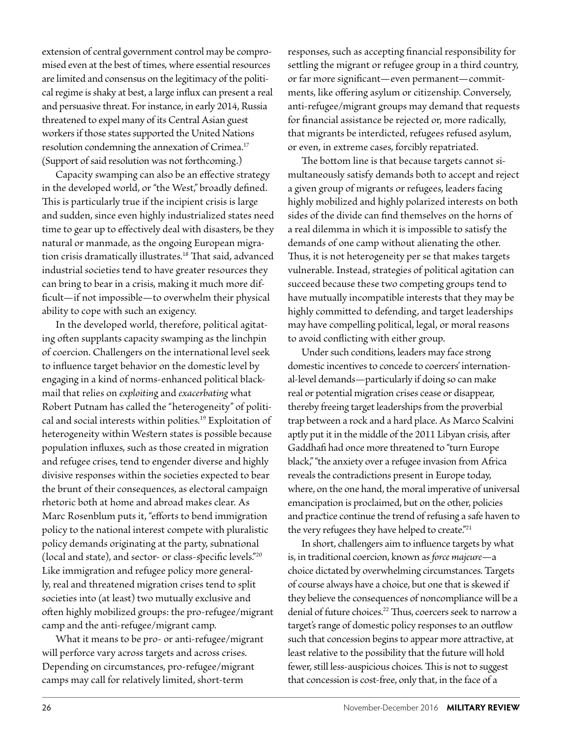extension of central government control may be compromised even at the best of times, where essential resources are limited and consensus on the legitimacy of the political regime is shaky at best, a large influx can present a real and persuasive threat. For instance, in early 2014, Russia threatened to expel many of its Central Asian guest workers if those states supported the United Nations resolution condemning the annexation of Crimea.[17] (Support of said resolution was not forthcoming.)

Capacity swamping can also be an effective strategy in the developed world, or "the West," broadly defined. This is particularly true if the incipient crisis is large and sudden, since even highly industrialized states need time to gear up to effectively deal with disasters, be they natural or manmade, as the ongoing European migration crisis dramatically illustrates.[18] That said, advanced industrial societies tend to have greater resources they can bring to bear in a crisis, making it much more difficult—if not impossible—to overwhelm their physical ability to cope with such an exigency.

In the developed world, therefore, political agitating often supplants capacity swamping as the linchpin of coercion. Challengers on the international level seek to influence target behavior on the domestic level by engaging in a kind of norms-enhanced political blackmail that relies on *exploiting* and *exacerbating* what Robert Putnam has called the "heterogeneity" of political and social interests within polities.[19] Exploitation of heterogeneity within Western states is possible because population influxes, such as those created in migration and refugee crises, tend to engender diverse and highly divisive responses within the societies expected to bear the brunt of their consequences, as electoral campaign rhetoric both at home and abroad makes clear. As Marc Rosenblum puts it, "efforts to bend immigration policy to the national interest compete with pluralistic policy demands originating at the party, subnational (local and state), and sector- or class-specific levels."[20] Like immigration and refugee policy more generally, real and threatened migration crises tend to split societies into (at least) two mutually exclusive and often highly mobilized groups: the pro-refugee/migrant camp and the anti-refugee/migrant camp.

What it means to be pro- or anti-refugee/migrant will perforce vary across targets and across crises. Depending on circumstances, pro-refugee/migrant camps may call for relatively limited, short-term responses, such as accepting financial responsibility for settling the migrant or refugee group in a third country, or far more significant—even permanent—commitments, like offering asylum or citizenship. Conversely, anti-refugee/migrant groups may demand that requests for financial assistance be rejected or, more radically, that migrants be interdicted, refugees refused asylum, or even, in extreme cases, forcibly repatriated.

The bottom line is that because targets cannot simultaneously satisfy demands both to accept and reject a given group of migrants or refugees, leaders facing highly mobilized and highly polarized interests on both sides of the divide can find themselves on the horns of a real dilemma in which it is impossible to satisfy the demands of one camp without alienating the other. Thus, it is not heterogeneity per se that makes targets vulnerable. Instead, strategies of political agitation can succeed because these two competing groups tend to have mutually incompatible interests that they may be highly committed to defending, and target leaderships may have compelling political, legal, or moral reasons to avoid conflicting with either group.

Under such conditions, leaders may face strong domestic incentives to concede to coercers' international-level demands—particularly if doing so can make real or potential migration crises cease or disappear, thereby freeing target leaderships from the proverbial trap between a rock and a hard place. As Marco Scalvini aptly put it in the middle of the 2011 Libyan crisis, after Gaddhafi had once more threatened to "turn Europe black," "the anxiety over a refugee invasion from Africa reveals the contradictions present in Europe today, where, on the one hand, the moral imperative of universal emancipation is proclaimed, but on the other, policies and practice continue the trend of refusing a safe haven to the very refugees they have helped to create."[21]

In short, challengers aim to influence targets by what is, in traditional coercion, known as *force majeure*—a choice dictated by overwhelming circumstances. Targets of course always have a choice, but one that is skewed if they believe the consequences of noncompliance will be a denial of future choices.[22] Thus, coercers seek to narrow a target's range of domestic policy responses to an outflow such that concession begins to appear more attractive, at least relative to the possibility that the future will hold fewer, still less-auspicious choices. This is not to suggest that concession is cost-free, only that, in the face of a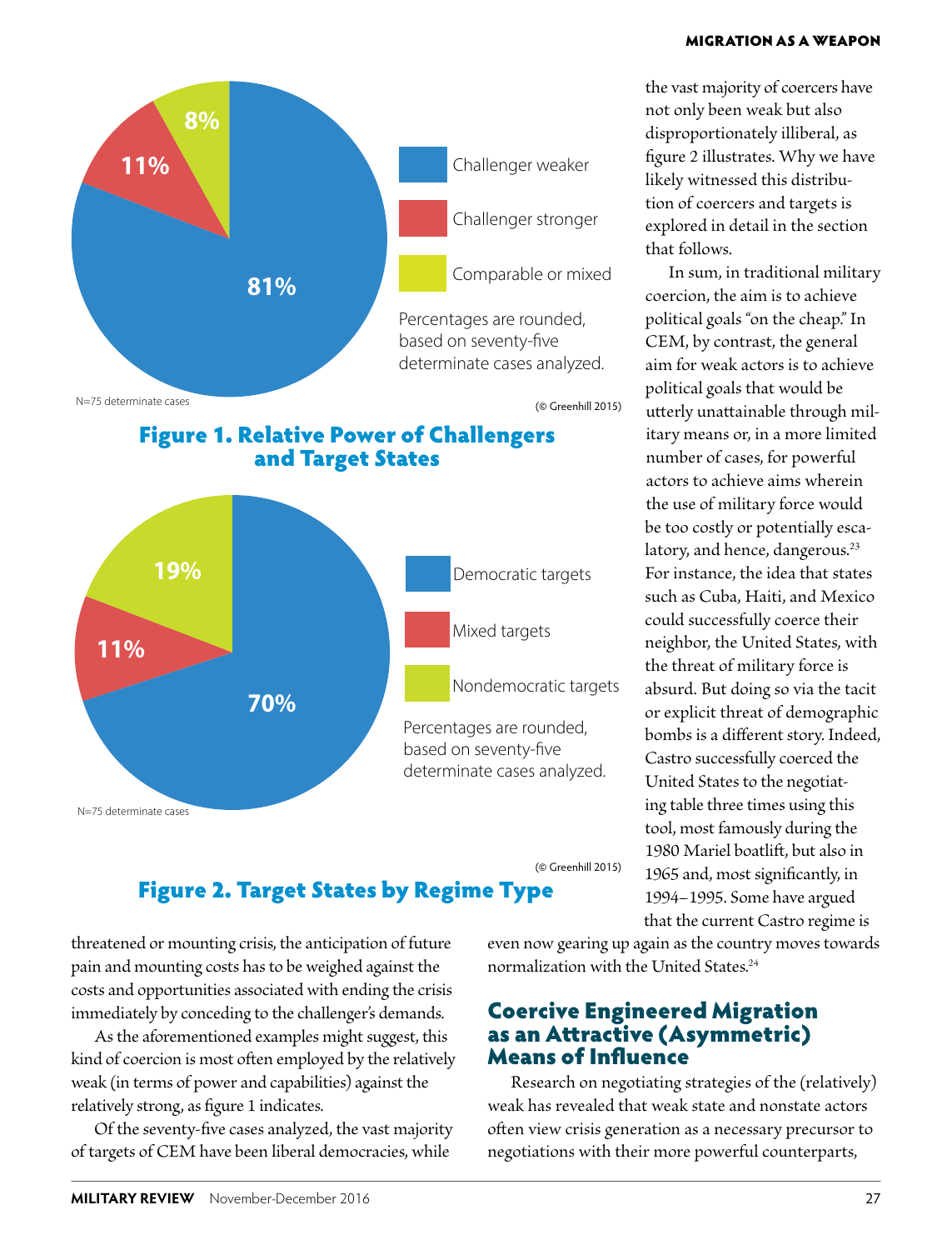the vast majority of coercers have not only been weak but also disproportionately illiberal, as figure 2 illustrates. Why we have likely witnessed this distribution of coercers and targets is explored in detail in the section that follows.

In sum, in traditional military coercion, the aim is to achieve political goals "on the cheap." In CEM, by contrast, the general aim for weak actors is to achieve political goals that would be utterly unattainable through military means or, in a more limited number of cases, for powerful actors to achieve aims wherein the use of military force would be too costly or potentially escalatory, and hence, dangerous.[23] For instance, the idea that states such as Cuba, Haiti, and Mexico could successfully coerce their neighbor, the United States, with the threat of military force is absurd. But doing so via the tacit or explicit threat of demographic bombs is a different story. Indeed, Castro successfully coerced the United States to the negotiating table three times using this tool, most famously during the 1980 Mariel boatlift, but also in 1965 and, most significantly, in 1994–1995. Some have argued that the current Castro regime is even now gearing up again as the country moves towards normalization with the United States.[24]

| | |
|---|---|
| Challenger weaker | 81% |
| Challenger stronger | 11% |
| Comparable or mixed | 8% |

Percentages are rounded, based on seventy-five determinate cases analyzed.

N=75 determinate cases

(© Greenhill 2015)

**Figure 1. Relative Power of Challengers and Target States**

| | |
|---|---|
| Democratic targets | 70% |
| Mixed targets | 11% |
| Nondemocratic targets | 19% |

Percentages are rounded, based on seventy-five determinate cases analyzed.

N=75 determinate cases

(© Greenhill 2015)

**Figure 2. Target States by Regime Type**

threatened or mounting crisis, the anticipation of future pain and mounting costs has to be weighed against the costs and opportunities associated with ending the crisis immediately by conceding to the challenger's demands.

As the aforementioned examples might suggest, this kind of coercion is most often employed by the relatively weak (in terms of power and capabilities) against the relatively strong, as figure 1 indicates.

Of the seventy-five cases analyzed, the vast majority of targets of CEM have been liberal democracies, while

## Coercive Engineered Migration as an Attractive (Asymmetric) Means of Influence

Research on negotiating strategies of the (relatively) weak has revealed that weak state and nonstate actors often view crisis generation as a necessary precursor to negotiations with their more powerful counterparts,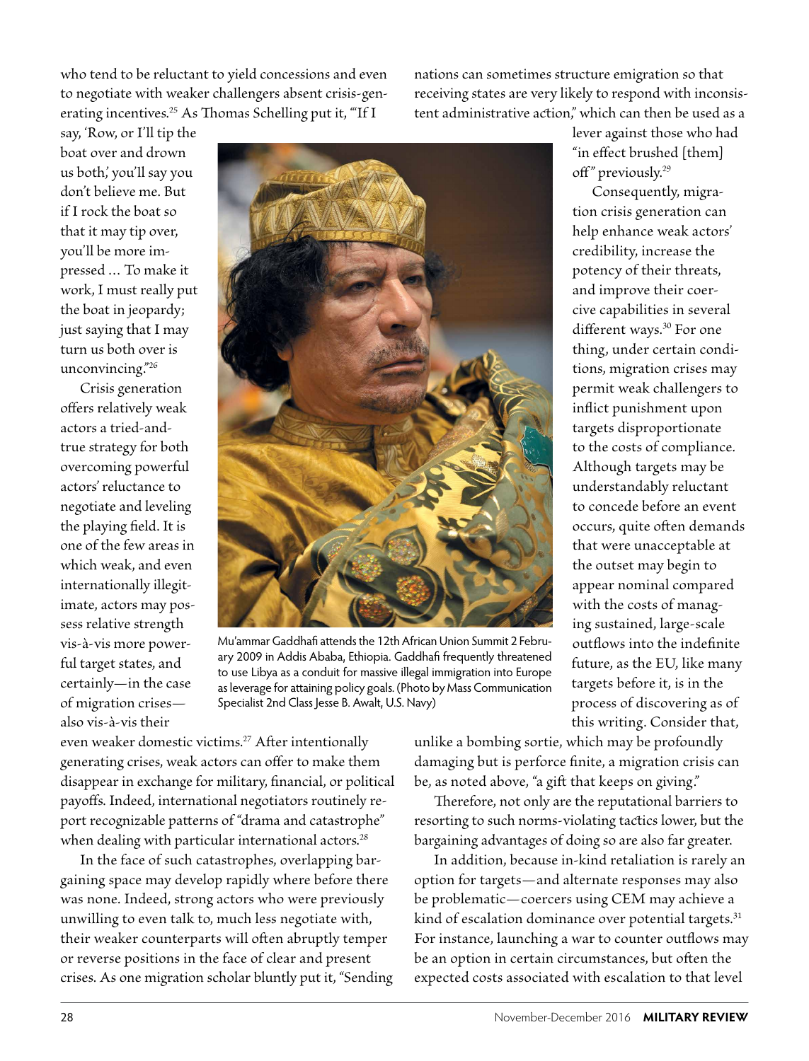who tend to be reluctant to yield concessions and even to negotiate with weaker challengers absent crisis-generating incentives.[25] As Thomas Schelling put it, "'If I say, 'Row, or I'll tip the boat over and drown us both,' you'll say you don't believe me. But if I rock the boat so that it may tip over, you'll be more impressed … To make it work, I must really put the boat in jeopardy; just saying that I may turn us both over is unconvincing.'"[26]

Crisis generation offers relatively weak actors a tried-and-true strategy for both overcoming powerful actors' reluctance to negotiate and leveling the playing field. It is one of the few areas in which weak, and even internationally illegitimate, actors may possess relative strength vis-à-vis more powerful target states, and certainly—in the case of migration crises—also vis-à-vis their even weaker domestic victims.[27] After intentionally generating crises, weak actors can offer to make them disappear in exchange for military, financial, or political payoffs. Indeed, international negotiators routinely report recognizable patterns of "drama and catastrophe" when dealing with particular international actors.[28]

Mu'ammar Gaddhafi attends the 12th African Union Summit 2 February 2009 in Addis Ababa, Ethiopia. Gaddhafi frequently threatened to use Libya as a conduit for massive illegal immigration into Europe as leverage for attaining policy goals. (Photo by Mass Communication Specialist 2nd Class Jesse B. Awalt, U.S. Navy)

In the face of such catastrophes, overlapping bargaining space may develop rapidly where before there was none. Indeed, strong actors who were previously unwilling to even talk to, much less negotiate with, their weaker counterparts will often abruptly temper or reverse positions in the face of clear and present crises. As one migration scholar bluntly put it, "Sending nations can sometimes structure emigration so that receiving states are very likely to respond with inconsistent administrative action," which can then be used as a lever against those who had "in effect brushed [them] off" previously.[29]

Consequently, migration crisis generation can help enhance weak actors' credibility, increase the potency of their threats, and improve their coercive capabilities in several different ways.[30] For one thing, under certain conditions, migration crises may permit weak challengers to inflict punishment upon targets disproportionate to the costs of compliance. Although targets may be understandably reluctant to concede before an event occurs, quite often demands that were unacceptable at the outset may begin to appear nominal compared with the costs of managing sustained, large-scale outflows into the indefinite future, as the EU, like many targets before it, is in the process of discovering as of this writing. Consider that, unlike a bombing sortie, which may be profoundly damaging but is perforce finite, a migration crisis can be, as noted above, "a gift that keeps on giving."

Therefore, not only are the reputational barriers to resorting to such norms-violating tactics lower, but the bargaining advantages of doing so are also far greater.

In addition, because in-kind retaliation is rarely an option for targets—and alternate responses may also be problematic—coercers using CEM may achieve a kind of escalation dominance over potential targets.[31] For instance, launching a war to counter outflows may be an option in certain circumstances, but often the expected costs associated with escalation to that level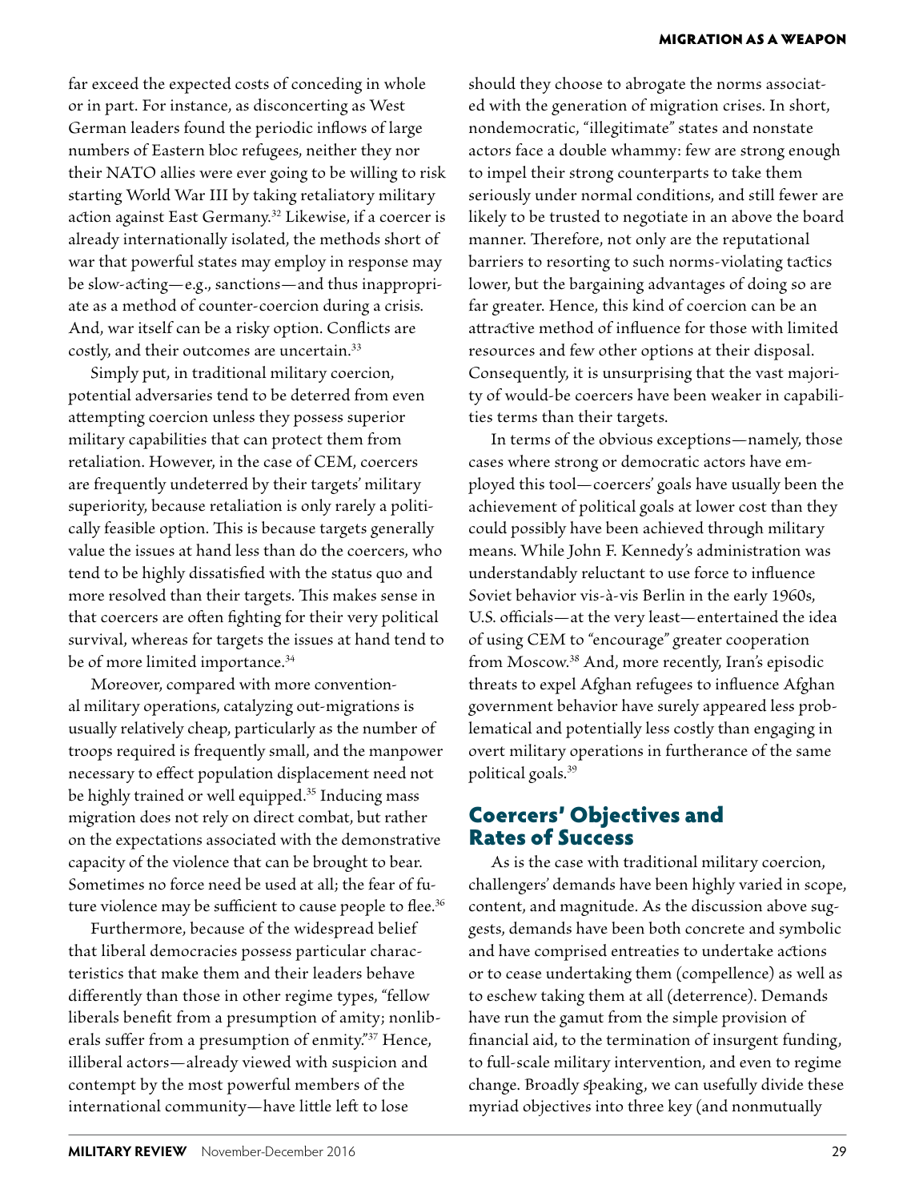far exceed the expected costs of conceding in whole or in part. For instance, as disconcerting as West German leaders found the periodic inflows of large numbers of Eastern bloc refugees, neither they nor their NATO allies were ever going to be willing to risk starting World War III by taking retaliatory military action against East Germany.[32] Likewise, if a coercer is already internationally isolated, the methods short of war that powerful states may employ in response may be slow-acting—e.g., sanctions—and thus inappropriate as a method of counter-coercion during a crisis. And, war itself can be a risky option. Conflicts are costly, and their outcomes are uncertain.[33]

Simply put, in traditional military coercion, potential adversaries tend to be deterred from even attempting coercion unless they possess superior military capabilities that can protect them from retaliation. However, in the case of CEM, coercers are frequently undeterred by their targets' military superiority, because retaliation is only rarely a politically feasible option. This is because targets generally value the issues at hand less than do the coercers, who tend to be highly dissatisfied with the status quo and more resolved than their targets. This makes sense in that coercers are often fighting for their very political survival, whereas for targets the issues at hand tend to be of more limited importance.[34]

Moreover, compared with more conventional military operations, catalyzing out-migrations is usually relatively cheap, particularly as the number of troops required is frequently small, and the manpower necessary to effect population displacement need not be highly trained or well equipped.[35] Inducing mass migration does not rely on direct combat, but rather on the expectations associated with the demonstrative capacity of the violence that can be brought to bear. Sometimes no force need be used at all; the fear of future violence may be sufficient to cause people to flee.[36]

Furthermore, because of the widespread belief that liberal democracies possess particular characteristics that make them and their leaders behave differently than those in other regime types, "fellow liberals benefit from a presumption of amity; nonliberals suffer from a presumption of enmity."[37] Hence, illiberal actors—already viewed with suspicion and contempt by the most powerful members of the international community—have little left to lose should they choose to abrogate the norms associated with the generation of migration crises. In short, nondemocratic, "illegitimate" states and nonstate actors face a double whammy: few are strong enough to impel their strong counterparts to take them seriously under normal conditions, and still fewer are likely to be trusted to negotiate in an above the board manner. Therefore, not only are the reputational barriers to resorting to such norms-violating tactics lower, but the bargaining advantages of doing so are far greater. Hence, this kind of coercion can be an attractive method of influence for those with limited resources and few other options at their disposal. Consequently, it is unsurprising that the vast majority of would-be coercers have been weaker in capabilities terms than their targets.

In terms of the obvious exceptions—namely, those cases where strong or democratic actors have employed this tool—coercers' goals have usually been the achievement of political goals at lower cost than they could possibly have been achieved through military means. While John F. Kennedy's administration was understandably reluctant to use force to influence Soviet behavior vis-à-vis Berlin in the early 1960s, U.S. officials—at the very least—entertained the idea of using CEM to "encourage" greater cooperation from Moscow.[38] And, more recently, Iran's episodic threats to expel Afghan refugees to influence Afghan government behavior have surely appeared less problematical and potentially less costly than engaging in overt military operations in furtherance of the same political goals.[39]

## Coercers' Objectives and Rates of Success

As is the case with traditional military coercion, challengers' demands have been highly varied in scope, content, and magnitude. As the discussion above suggests, demands have been both concrete and symbolic and have comprised entreaties to undertake actions or to cease undertaking them (compellence) as well as to eschew taking them at all (deterrence). Demands have run the gamut from the simple provision of financial aid, to the termination of insurgent funding, to full-scale military intervention, and even to regime change. Broadly speaking, we can usefully divide these myriad objectives into three key (and nonmutually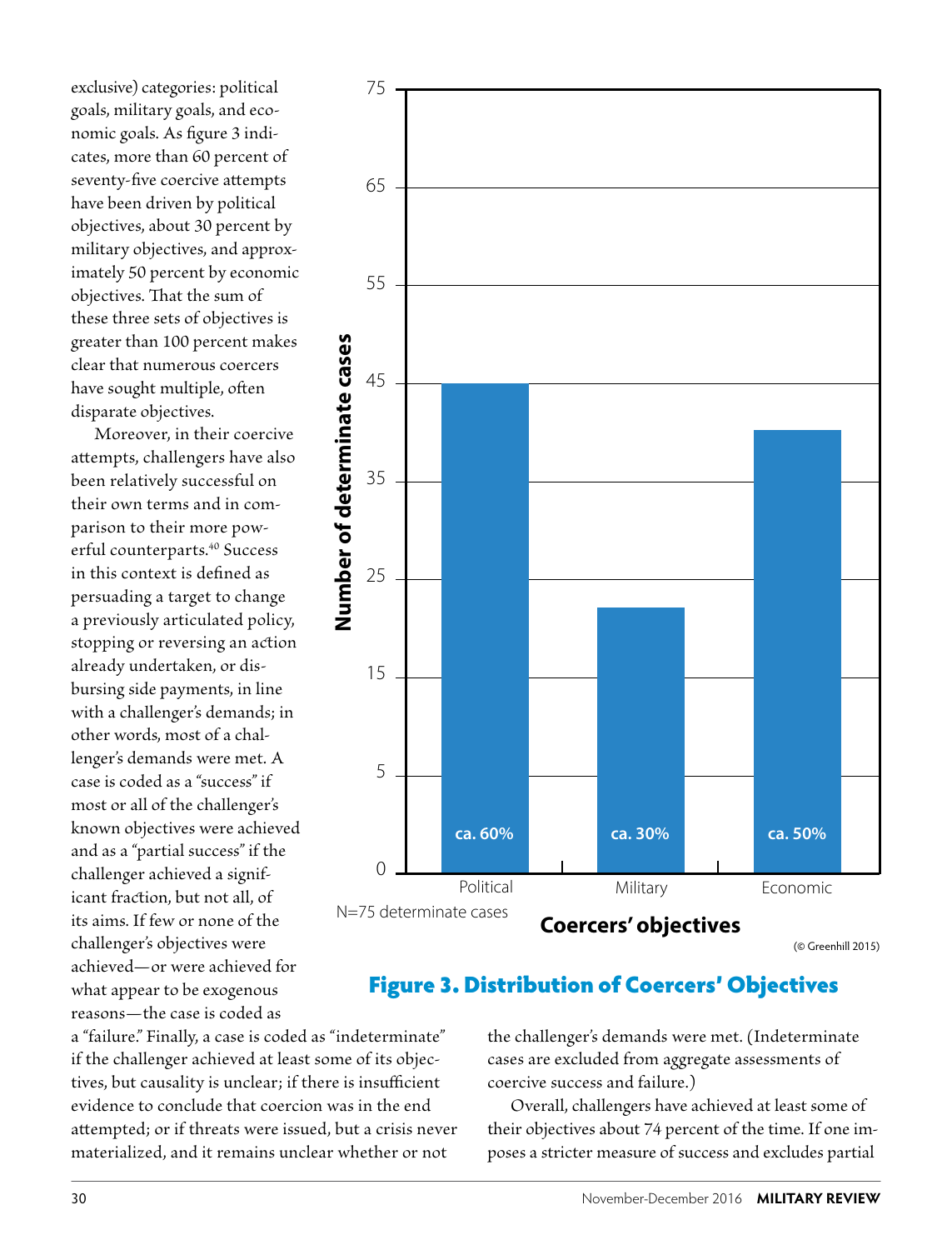exclusive) categories: political goals, military goals, and economic goals. As figure 3 indicates, more than 60 percent of seventy-five coercive attempts have been driven by political objectives, about 30 percent by military objectives, and approximately 50 percent by economic objectives. That the sum of these three sets of objectives is greater than 100 percent makes clear that numerous coercers have sought multiple, often disparate objectives.

Moreover, in their coercive attempts, challengers have also been relatively successful on their own terms and in comparison to their more powerful counterparts.[40] Success in this context is defined as persuading a target to change a previously articulated policy, stopping or reversing an action already undertaken, or disbursing side payments, in line with a challenger's demands; in other words, most of a challenger's demands were met. A case is coded as a "success" if most or all of the challenger's known objectives were achieved and as a "partial success" if the challenger achieved a significant fraction, but not all, of its aims. If few or none of the challenger's objectives were achieved—or were achieved for what appear to be exogenous reasons—the case is coded as a "failure." Finally, a case is coded as "indeterminate" if the challenger achieved at least some of its objectives, but causality is unclear; if there is insufficient evidence to conclude that coercion was in the end attempted; or if threats were issued, but a crisis never materialized, and it remains unclear whether or not the challenger's demands were met. (Indeterminate cases are excluded from aggregate assessments of coercive success and failure.)

Overall, challengers have achieved at least some of their objectives about 74 percent of the time. If one imposes a stricter measure of success and excludes partial

| Coercers' objectives | Number of determinate cases | Share |
|---|---|---|
| Political | 45 | ca. 60% |
| Military | 22 | ca. 30% |
| Economic | 40 | ca. 50% |

N=75 determinate cases

(© Greenhill 2015)

**Figure 3. Distribution of Coercers' Objectives**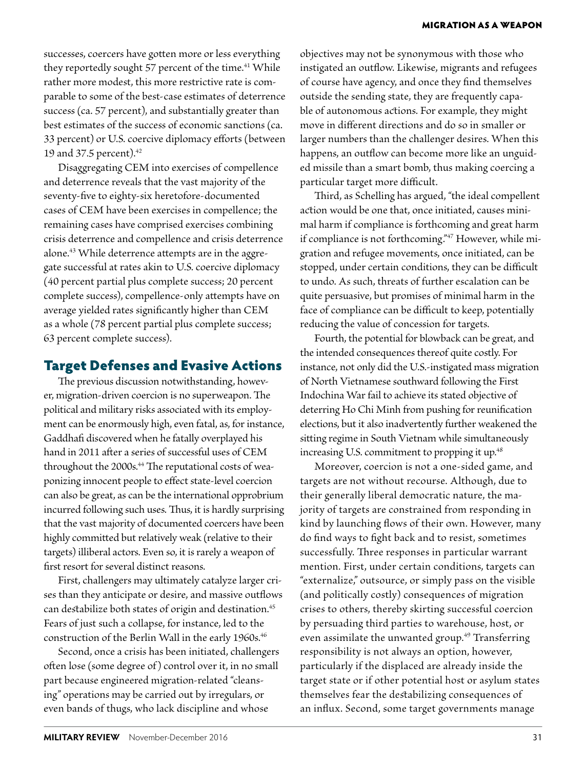successes, coercers have gotten more or less everything they reportedly sought 57 percent of the time.[41] While rather more modest, this more restrictive rate is comparable to some of the best-case estimates of deterrence success (ca. 57 percent), and substantially greater than best estimates of the success of economic sanctions (ca. 33 percent) or U.S. coercive diplomacy efforts (between 19 and 37.5 percent).[42]

Disaggregating CEM into exercises of compellence and deterrence reveals that the vast majority of the seventy-five to eighty-six heretofore-documented cases of CEM have been exercises in compellence; the remaining cases have comprised exercises combining crisis deterrence and compellence and crisis deterrence alone.[43] While deterrence attempts are in the aggregate successful at rates akin to U.S. coercive diplomacy (40 percent partial plus complete success; 20 percent complete success), compellence-only attempts have on average yielded rates significantly higher than CEM as a whole (78 percent partial plus complete success; 63 percent complete success).

## Target Defenses and Evasive Actions

The previous discussion notwithstanding, however, migration-driven coercion is no superweapon. The political and military risks associated with its employment can be enormously high, even fatal, as, for instance, Gaddhafi discovered when he fatally overplayed his hand in 2011 after a series of successful uses of CEM throughout the 2000s.[44] The reputational costs of weaponizing innocent people to effect state-level coercion can also be great, as can be the international opprobrium incurred following such uses. Thus, it is hardly surprising that the vast majority of documented coercers have been highly committed but relatively weak (relative to their targets) illiberal actors. Even so, it is rarely a weapon of first resort for several distinct reasons.

First, challengers may ultimately catalyze larger crises than they anticipate or desire, and massive outflows can destabilize both states of origin and destination.[45] Fears of just such a collapse, for instance, led to the construction of the Berlin Wall in the early 1960s.[46]

Second, once a crisis has been initiated, challengers often lose (some degree of) control over it, in no small part because engineered migration-related "cleansing" operations may be carried out by irregulars, or even bands of thugs, who lack discipline and whose objectives may not be synonymous with those who instigated an outflow. Likewise, migrants and refugees of course have agency, and once they find themselves outside the sending state, they are frequently capable of autonomous actions. For example, they might move in different directions and do so in smaller or larger numbers than the challenger desires. When this happens, an outflow can become more like an unguided missile than a smart bomb, thus making coercing a particular target more difficult.

Third, as Schelling has argued, "the ideal compellent action would be one that, once initiated, causes minimal harm if compliance is forthcoming and great harm if compliance is not forthcoming."[47] However, while migration and refugee movements, once initiated, can be stopped, under certain conditions, they can be difficult to undo. As such, threats of further escalation can be quite persuasive, but promises of minimal harm in the face of compliance can be difficult to keep, potentially reducing the value of concession for targets.

Fourth, the potential for blowback can be great, and the intended consequences thereof quite costly. For instance, not only did the U.S.-instigated mass migration of North Vietnamese southward following the First Indochina War fail to achieve its stated objective of deterring Ho Chi Minh from pushing for reunification elections, but it also inadvertently further weakened the sitting regime in South Vietnam while simultaneously increasing U.S. commitment to propping it up.[48]

Moreover, coercion is not a one-sided game, and targets are not without recourse. Although, due to their generally liberal democratic nature, the majority of targets are constrained from responding in kind by launching flows of their own. However, many do find ways to fight back and to resist, sometimes successfully. Three responses in particular warrant mention. First, under certain conditions, targets can "externalize," outsource, or simply pass on the visible (and politically costly) consequences of migration crises to others, thereby skirting successful coercion by persuading third parties to warehouse, host, or even assimilate the unwanted group.[49] Transferring responsibility is not always an option, however, particularly if the displaced are already inside the target state or if other potential host or asylum states themselves fear the destabilizing consequences of an influx. Second, some target governments manage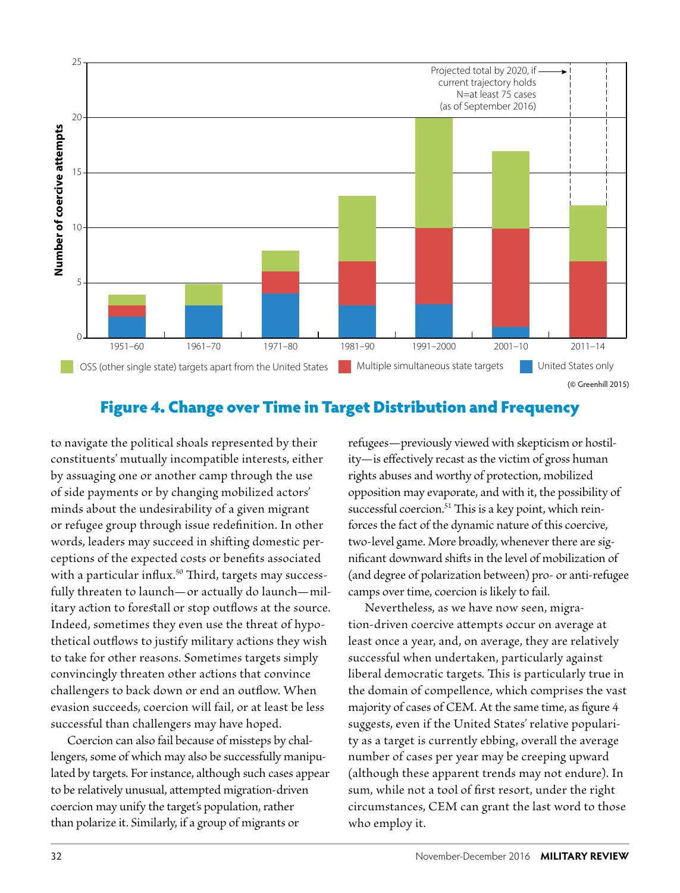**Figure 4. Change over Time in Target Distribution and Frequency**

to navigate the political shoals represented by their constituents' mutually incompatible interests, either by assuaging one or another camp through the use of side payments or by changing mobilized actors' minds about the undesirability of a given migrant or refugee group through issue redefinition. In other words, leaders may succeed in shifting domestic perceptions of the expected costs or benefits associated with a particular influx.[50] Third, targets may successfully threaten to launch—or actually do launch—military action to forestall or stop outflows at the source. Indeed, sometimes they even use the threat of hypothetical outflows to justify military actions they wish to take for other reasons. Sometimes targets simply convincingly threaten other actions that convince challengers to back down or end an outflow. When evasion succeeds, coercion will fail, or at least be less successful than challengers may have hoped.

Coercion can also fail because of missteps by challengers, some of which may also be successfully manipulated by targets. For instance, although such cases appear to be relatively unusual, attempted migration-driven coercion may unify the target's population, rather than polarize it. Similarly, if a group of migrants or refugees—previously viewed with skepticism or hostility—is effectively recast as the victim of gross human rights abuses and worthy of protection, mobilized opposition may evaporate, and with it, the possibility of successful coercion.[51] This is a key point, which reinforces the fact of the dynamic nature of this coercive, two-level game. More broadly, whenever there are significant downward shifts in the level of mobilization of (and degree of polarization between) pro- or anti-refugee camps over time, coercion is likely to fail.

Nevertheless, as we have now seen, migration-driven coercive attempts occur on average at least once a year, and, on average, they are relatively successful when undertaken, particularly against liberal democratic targets. This is particularly true in the domain of compellence, which comprises the vast majority of cases of CEM. At the same time, as figure 4 suggests, even if the United States' relative popularity as a target is currently ebbing, overall the average number of cases per year may be creeping upward (although these apparent trends may not endure). In sum, while not a tool of first resort, under the right circumstances, CEM can grant the last word to those who employ it.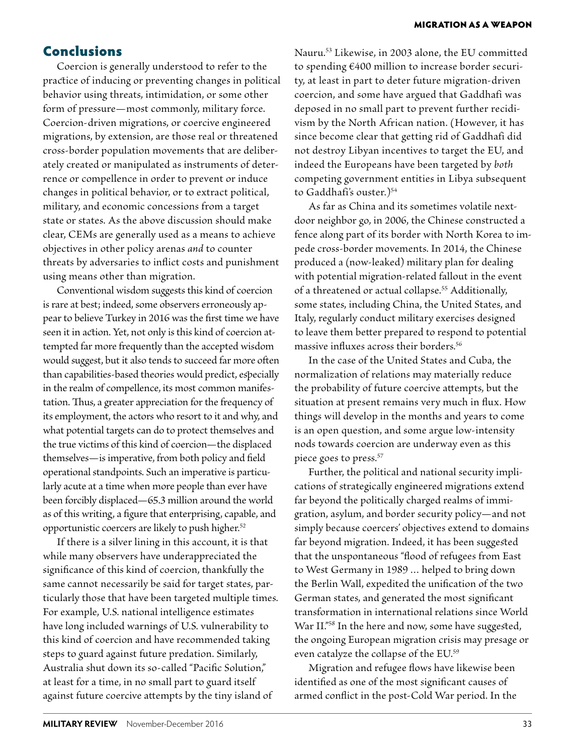## Conclusions

Coercion is generally understood to refer to the practice of inducing or preventing changes in political behavior using threats, intimidation, or some other form of pressure—most commonly, military force. Coercion-driven migrations, or coercive engineered migrations, by extension, are those real or threatened cross-border population movements that are deliberately created or manipulated as instruments of deterrence or compellence in order to prevent or induce changes in political behavior, or to extract political, military, and economic concessions from a target state or states. As the above discussion should make clear, CEMs are generally used as a means to achieve objectives in other policy arenas *and* to counter threats by adversaries to inflict costs and punishment using means other than migration.

Conventional wisdom suggests this kind of coercion is rare at best; indeed, some observers erroneously appear to believe Turkey in 2016 was the first time we have seen it in action. Yet, not only is this kind of coercion attempted far more frequently than the accepted wisdom would suggest, but it also tends to succeed far more often than capabilities-based theories would predict, especially in the realm of compellence, its most common manifestation. Thus, a greater appreciation for the frequency of its employment, the actors who resort to it and why, and what potential targets can do to protect themselves and the true victims of this kind of coercion—the displaced themselves—is imperative, from both policy and field operational standpoints. Such an imperative is particularly acute at a time when more people than ever have been forcibly displaced—65.3 million around the world as of this writing, a figure that enterprising, capable, and opportunistic coercers are likely to push higher.[52]

If there is a silver lining in this account, it is that while many observers have underappreciated the significance of this kind of coercion, thankfully the same cannot necessarily be said for target states, particularly those that have been targeted multiple times. For example, U.S. national intelligence estimates have long included warnings of U.S. vulnerability to this kind of coercion and have recommended taking steps to guard against future predation. Similarly, Australia shut down its so-called "Pacific Solution," at least for a time, in no small part to guard itself against future coercive attempts by the tiny island of Nauru.[53] Likewise, in 2003 alone, the EU committed to spending €400 million to increase border security, at least in part to deter future migration-driven coercion, and some have argued that Gaddhafi was deposed in no small part to prevent further recidivism by the North African nation. (However, it has since become clear that getting rid of Gaddhafi did not destroy Libyan incentives to target the EU, and indeed the Europeans have been targeted by *both* competing government entities in Libya subsequent to Gaddhafi's ouster.)[54]

As far as China and its sometimes volatile next-door neighbor go, in 2006, the Chinese constructed a fence along part of its border with North Korea to impede cross-border movements. In 2014, the Chinese produced a (now-leaked) military plan for dealing with potential migration-related fallout in the event of a threatened or actual collapse.[55] Additionally, some states, including China, the United States, and Italy, regularly conduct military exercises designed to leave them better prepared to respond to potential massive influxes across their borders.[56]

In the case of the United States and Cuba, the normalization of relations may materially reduce the probability of future coercive attempts, but the situation at present remains very much in flux. How things will develop in the months and years to come is an open question, and some argue low-intensity nods towards coercion are underway even as this piece goes to press.[57]

Further, the political and national security implications of strategically engineered migrations extend far beyond the politically charged realms of immigration, asylum, and border security policy—and not simply because coercers' objectives extend to domains far beyond migration. Indeed, it has been suggested that the unspontaneous "flood of refugees from East to West Germany in 1989 … helped to bring down the Berlin Wall, expedited the unification of the two German states, and generated the most significant transformation in international relations since World War II."[58] In the here and now, some have suggested, the ongoing European migration crisis may presage or even catalyze the collapse of the EU.[59]

Migration and refugee flows have likewise been identified as one of the most significant causes of armed conflict in the post-Cold War period. In the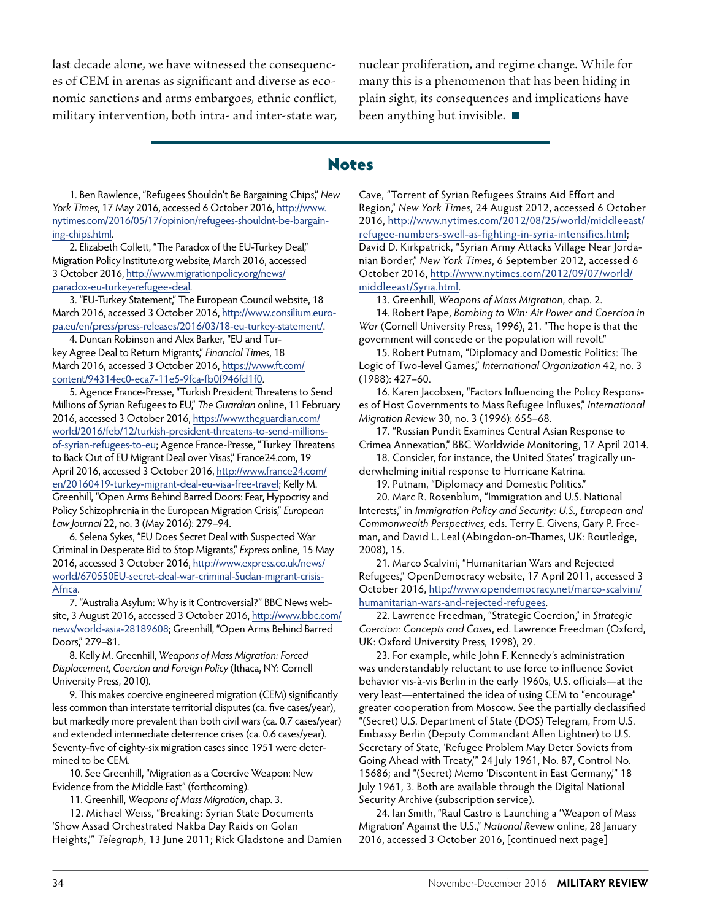last decade alone, we have witnessed the consequences of CEM in arenas as significant and diverse as economic sanctions and arms embargoes, ethnic conflict, military intervention, both intra- and inter-state war, nuclear proliferation, and regime change. While for many this is a phenomenon that has been hiding in plain sight, its consequences and implications have been anything but invisible. ■

## Notes

1. Ben Rawlence, "Refugees Shouldn't Be Bargaining Chips," *New York Times*, 17 May 2016, accessed 6 October 2016, http://www.nytimes.com/2016/05/17/opinion/refugees-shouldnt-be-bargaining-chips.html.

2. Elizabeth Collett, "The Paradox of the EU-Turkey Deal," Migration Policy Institute.org website, March 2016, accessed 3 October 2016, http://www.migrationpolicy.org/news/paradox-eu-turkey-refugee-deal.

3. "EU-Turkey Statement," The European Council website, 18 March 2016, accessed 3 October 2016, http://www.consilium.europa.eu/en/press/press-releases/2016/03/18-eu-turkey-statement/.

4. Duncan Robinson and Alex Barker, "EU and Turkey Agree Deal to Return Migrants," *Financial Times*, 18 March 2016, accessed 3 October 2016, https://www.ft.com/content/94314ec0-eca7-11e5-9fca-fb0f946fd1f0.

5. Agence France-Presse, "Turkish President Threatens to Send Millions of Syrian Refugees to EU," *The Guardian* online, 11 February 2016, accessed 3 October 2016, https://www.theguardian.com/world/2016/feb/12/turkish-president-threatens-to-send-millions-of-syrian-refugees-to-eu; Agence France-Presse, "Turkey Threatens to Back Out of EU Migrant Deal over Visas," France24.com, 19 April 2016, accessed 3 October 2016, http://www.france24.com/en/20160419-turkey-migrant-deal-eu-visa-free-travel; Kelly M. Greenhill, "Open Arms Behind Barred Doors: Fear, Hypocrisy and Policy Schizophrenia in the European Migration Crisis," *European Law Journal* 22, no. 3 (May 2016): 279–94.

6. Selena Sykes, "EU Does Secret Deal with Suspected War Criminal in Desperate Bid to Stop Migrants," *Express* online, 15 May 2016, accessed 3 October 2016, http://www.express.co.uk/news/world/670550EU-secret-deal-war-criminal-Sudan-migrant-crisis-Africa.

7. "Australia Asylum: Why is it Controversial?" BBC News website, 3 August 2016, accessed 3 October 2016, http://www.bbc.com/news/world-asia-28189608; Greenhill, "Open Arms Behind Barred Doors," 279–81.

8. Kelly M. Greenhill, *Weapons of Mass Migration: Forced Displacement, Coercion and Foreign Policy* (Ithaca, NY: Cornell University Press, 2010).

9. This makes coercive engineered migration (CEM) significantly less common than interstate territorial disputes (ca. five cases/year), but markedly more prevalent than both civil wars (ca. 0.7 cases/year) and extended intermediate deterrence crises (ca. 0.6 cases/year). Seventy-five of eighty-six migration cases since 1951 were determined to be CEM.

10. See Greenhill, "Migration as a Coercive Weapon: New Evidence from the Middle East" (forthcoming).

11. Greenhill, *Weapons of Mass Migration*, chap. 3.

12. Michael Weiss, "Breaking: Syrian State Documents 'Show Assad Orchestrated Nakba Day Raids on Golan Heights,'" *Telegraph*, 13 June 2011; Rick Gladstone and Damien Cave, "Torrent of Syrian Refugees Strains Aid Effort and Region," *New York Times*, 24 August 2012, accessed 6 October 2016, http://www.nytimes.com/2012/08/25/world/middleeast/refugee-numbers-swell-as-fighting-in-syria-intensifies.html; David D. Kirkpatrick, "Syrian Army Attacks Village Near Jordanian Border," *New York Times*, 6 September 2012, accessed 6 October 2016, http://www.nytimes.com/2012/09/07/world/middleeast/Syria.html.

13. Greenhill, *Weapons of Mass Migration*, chap. 2.

14. Robert Pape, *Bombing to Win: Air Power and Coercion in War* (Cornell University Press, 1996), 21. "The hope is that the government will concede or the population will revolt."

15. Robert Putnam, "Diplomacy and Domestic Politics: The Logic of Two-level Games," *International Organization* 42, no. 3 (1988): 427–60.

16. Karen Jacobsen, "Factors Influencing the Policy Responses of Host Governments to Mass Refugee Influxes," *International Migration Review* 30, no. 3 (1996): 655–68.

17. "Russian Pundit Examines Central Asian Response to Crimea Annexation," BBC Worldwide Monitoring, 17 April 2014.

18. Consider, for instance, the United States' tragically underwhelming initial response to Hurricane Katrina.

19. Putnam, "Diplomacy and Domestic Politics."

20. Marc R. Rosenblum, "Immigration and U.S. National Interests," in *Immigration Policy and Security: U.S., European and Commonwealth Perspectives,* eds. Terry E. Givens, Gary P. Freeman, and David L. Leal (Abingdon-on-Thames, UK: Routledge, 2008), 15.

21. Marco Scalvini, "Humanitarian Wars and Rejected Refugees," OpenDemocracy website, 17 April 2011, accessed 3 October 2016, http://www.opendemocracy.net/marco-scalvini/humanitarian-wars-and-rejected-refugees.

22. Lawrence Freedman, "Strategic Coercion," in *Strategic Coercion: Concepts and Cases*, ed. Lawrence Freedman (Oxford, UK: Oxford University Press, 1998), 29.

23. For example, while John F. Kennedy's administration was understandably reluctant to use force to influence Soviet behavior vis-à-vis Berlin in the early 1960s, U.S. officials—at the very least—entertained the idea of using CEM to "encourage" greater cooperation from Moscow. See the partially declassified "(Secret) U.S. Department of State (DOS) Telegram, From U.S. Embassy Berlin (Deputy Commandant Allen Lightner) to U.S. Secretary of State, 'Refugee Problem May Deter Soviets from Going Ahead with Treaty,'" 24 July 1961, No. 87, Control No. 15686; and "(Secret) Memo 'Discontent in East Germany,'" 18 July 1961, 3. Both are available through the Digital National Security Archive (subscription service).

24. Ian Smith, "Raul Castro is Launching a 'Weapon of Mass Migration' Against the U.S.," *National Review* online, 28 January 2016, accessed 3 October 2016, [continued next page]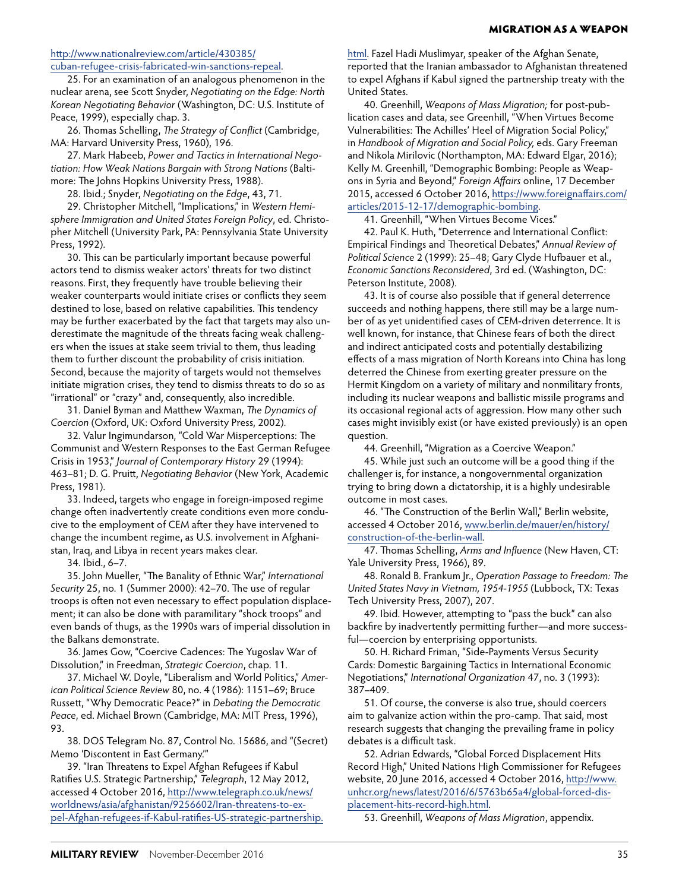http://www.nationalreview.com/article/430385/cuban-refugee-crisis-fabricated-win-sanctions-repeal.

25. For an examination of an analogous phenomenon in the nuclear arena, see Scott Snyder, *Negotiating on the Edge: North Korean Negotiating Behavior* (Washington, DC: U.S. Institute of Peace, 1999), especially chap. 3.

26. Thomas Schelling, *The Strategy of Conflict* (Cambridge, MA: Harvard University Press, 1960), 196.

27. Mark Habeeb, *Power and Tactics in International Negotiation: How Weak Nations Bargain with Strong Nations* (Baltimore: The Johns Hopkins University Press, 1988).

28. Ibid.; Snyder, *Negotiating on the Edge*, 43, 71.

29. Christopher Mitchell, "Implications," in *Western Hemisphere Immigration and United States Foreign Policy*, ed. Christopher Mitchell (University Park, PA: Pennsylvania State University Press, 1992).

30. This can be particularly important because powerful actors tend to dismiss weaker actors' threats for two distinct reasons. First, they frequently have trouble believing their weaker counterparts would initiate crises or conflicts they seem destined to lose, based on relative capabilities. This tendency may be further exacerbated by the fact that targets may also underestimate the magnitude of the threats facing weak challengers when the issues at stake seem trivial to them, thus leading them to further discount the probability of crisis initiation. Second, because the majority of targets would not themselves initiate migration crises, they tend to dismiss threats to do so as "irrational" or "crazy" and, consequently, also incredible.

31. Daniel Byman and Matthew Waxman, *The Dynamics of Coercion* (Oxford, UK: Oxford University Press, 2002).

32. Valur Ingimundarson, "Cold War Misperceptions: The Communist and Western Responses to the East German Refugee Crisis in 1953," *Journal of Contemporary History* 29 (1994): 463–81; D. G. Pruitt, *Negotiating Behavior* (New York, Academic Press, 1981).

33. Indeed, targets who engage in foreign-imposed regime change often inadvertently create conditions even more conducive to the employment of CEM after they have intervened to change the incumbent regime, as U.S. involvement in Afghanistan, Iraq, and Libya in recent years makes clear.

34. Ibid., 6–7.

35. John Mueller, "The Banality of Ethnic War," *International Security* 25, no. 1 (Summer 2000): 42–70. The use of regular troops is often not even necessary to effect population displacement; it can also be done with paramilitary "shock troops" and even bands of thugs, as the 1990s wars of imperial dissolution in the Balkans demonstrate.

36. James Gow, "Coercive Cadences: The Yugoslav War of Dissolution," in Freedman, *Strategic Coercion*, chap. 11.

37. Michael W. Doyle, "Liberalism and World Politics," *American Political Science Review* 80, no. 4 (1986): 1151–69; Bruce Russett, "Why Democratic Peace?" in *Debating the Democratic Peace*, ed. Michael Brown (Cambridge, MA: MIT Press, 1996), 93.

38. DOS Telegram No. 87, Control No. 15686, and "(Secret) Memo 'Discontent in East Germany.'"

39. "Iran Threatens to Expel Afghan Refugees if Kabul Ratifies U.S. Strategic Partnership," *Telegraph*, 12 May 2012, accessed 4 October 2016, http://www.telegraph.co.uk/news/worldnews/asia/afghanistan/9256602/Iran-threatens-to-expel-Afghan-refugees-if-Kabul-ratifies-US-strategic-partnership.html. Fazel Hadi Muslimyar, speaker of the Afghan Senate, reported that the Iranian ambassador to Afghanistan threatened to expel Afghans if Kabul signed the partnership treaty with the United States.

40. Greenhill, *Weapons of Mass Migration;* for post-publication cases and data, see Greenhill, "When Virtues Become Vulnerabilities: The Achilles' Heel of Migration Social Policy," in *Handbook of Migration and Social Policy,* eds. Gary Freeman and Nikola Mirilovic (Northampton, MA: Edward Elgar, 2016); Kelly M. Greenhill, "Demographic Bombing: People as Weapons in Syria and Beyond," *Foreign Affairs* online, 17 December 2015, accessed 6 October 2016, https://www.foreignaffairs.com/articles/2015-12-17/demographic-bombing.

41. Greenhill, "When Virtues Become Vices."

42. Paul K. Huth, "Deterrence and International Conflict: Empirical Findings and Theoretical Debates," *Annual Review of Political Science* 2 (1999): 25–48; Gary Clyde Hufbauer et al., *Economic Sanctions Reconsidered*, 3rd ed. (Washington, DC: Peterson Institute, 2008).

43. It is of course also possible that if general deterrence succeeds and nothing happens, there still may be a large number of as yet unidentified cases of CEM-driven deterrence. It is well known, for instance, that Chinese fears of both the direct and indirect anticipated costs and potentially destabilizing effects of a mass migration of North Koreans into China has long deterred the Chinese from exerting greater pressure on the Hermit Kingdom on a variety of military and nonmilitary fronts, including its nuclear weapons and ballistic missile programs and its occasional regional acts of aggression. How many other such cases might invisibly exist (or have existed previously) is an open question.

44. Greenhill, "Migration as a Coercive Weapon."

45. While just such an outcome will be a good thing if the challenger is, for instance, a nongovernmental organization trying to bring down a dictatorship, it is a highly undesirable outcome in most cases.

46. "The Construction of the Berlin Wall," Berlin website, accessed 4 October 2016, www.berlin.de/mauer/en/history/construction-of-the-berlin-wall.

47. Thomas Schelling, *Arms and Influence* (New Haven, CT: Yale University Press, 1966), 89.

48. Ronald B. Frankum Jr., *Operation Passage to Freedom: The United States Navy in Vietnam, 1954-1955* (Lubbock, TX: Texas Tech University Press, 2007), 207.

49. Ibid. However, attempting to "pass the buck" can also backfire by inadvertently permitting further—and more successful—coercion by enterprising opportunists.

50. H. Richard Friman, "Side-Payments Versus Security Cards: Domestic Bargaining Tactics in International Economic Negotiations," *International Organization* 47, no. 3 (1993): 387–409.

51. Of course, the converse is also true, should coercers aim to galvanize action within the pro-camp. That said, most research suggests that changing the prevailing frame in policy debates is a difficult task.

52. Adrian Edwards, "Global Forced Displacement Hits Record High," United Nations High Commissioner for Refugees website, 20 June 2016, accessed 4 October 2016, http://www.unhcr.org/news/latest/2016/6/5763b65a4/global-forced-displacement-hits-record-high.html.

53. Greenhill, *Weapons of Mass Migration*, appendix.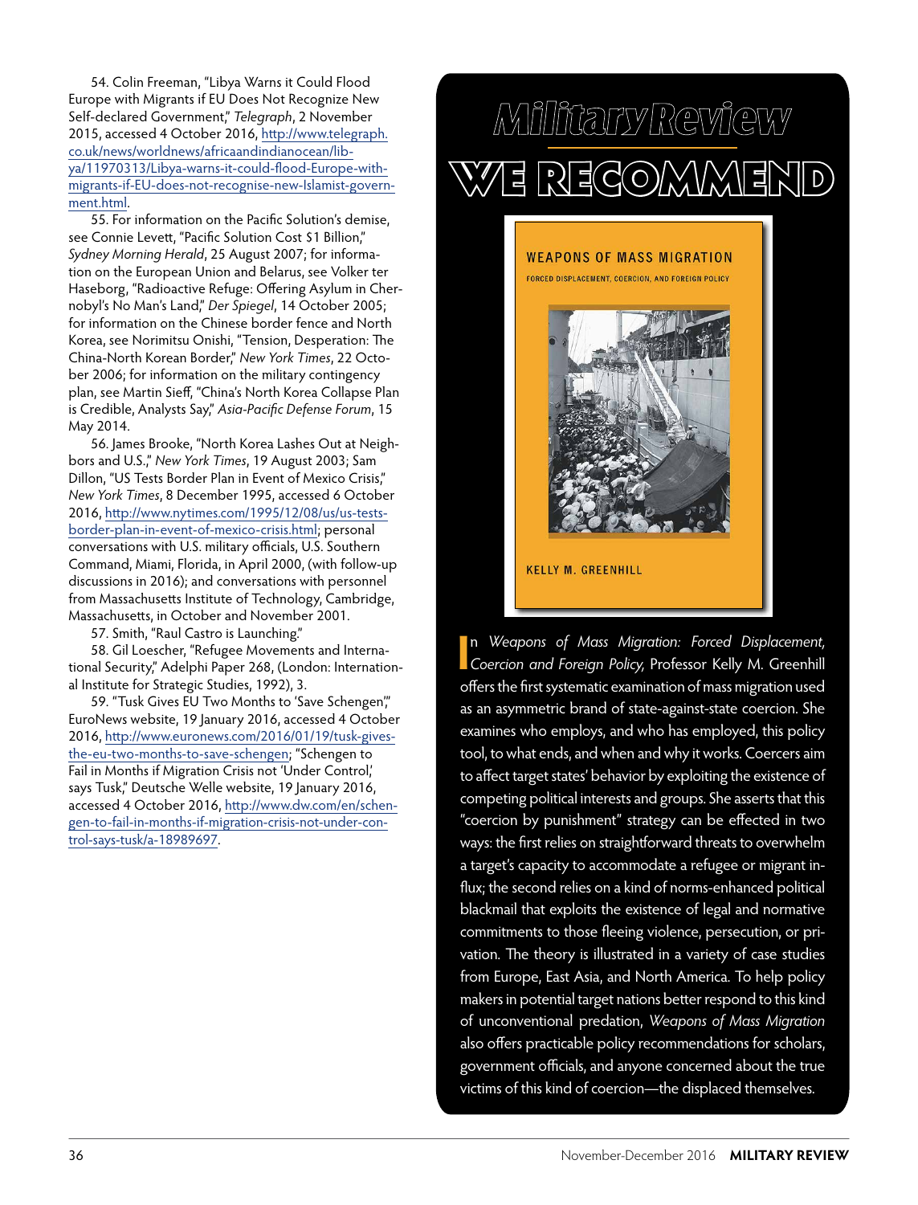54. Colin Freeman, "Libya Warns it Could Flood Europe with Migrants if EU Does Not Recognize New Self-declared Government," *Telegraph*, 2 November 2015, accessed 4 October 2016, http://www.telegraph.co.uk/news/worldnews/africaandindianocean/libya/11970313/Libya-warns-it-could-flood-Europe-with-migrants-if-EU-does-not-recognise-new-Islamist-government.html.

55. For information on the Pacific Solution's demise, see Connie Levett, "Pacific Solution Cost $1 Billion," *Sydney Morning Herald*, 25 August 2007; for information on the European Union and Belarus, see Volker ter Haseborg, "Radioactive Refuge: Offering Asylum in Chernobyl's No Man's Land," *Der Spiegel*, 14 October 2005; for information on the Chinese border fence and North Korea, see Norimitsu Onishi, "Tension, Desperation: The China-North Korean Border," *New York Times*, 22 October 2006; for information on the military contingency plan, see Martin Sieff, "China's North Korea Collapse Plan is Credible, Analysts Say," *Asia-Pacific Defense Forum*, 15 May 2014.

56. James Brooke, "North Korea Lashes Out at Neighbors and U.S.," *New York Times*, 19 August 2003; Sam Dillon, "US Tests Border Plan in Event of Mexico Crisis," *New York Times*, 8 December 1995, accessed 6 October 2016, http://www.nytimes.com/1995/12/08/us/us-tests-border-plan-in-event-of-mexico-crisis.html; personal conversations with U.S. military officials, U.S. Southern Command, Miami, Florida, in April 2000, (with follow-up discussions in 2016); and conversations with personnel from Massachusetts Institute of Technology, Cambridge, Massachusetts, in October and November 2001.

57. Smith, "Raul Castro is Launching."

58. Gil Loescher, "Refugee Movements and International Security," Adelphi Paper 268, (London: International Institute for Strategic Studies, 1992), 3.

59. "Tusk Gives EU Two Months to 'Save Schengen'," EuroNews website, 19 January 2016, accessed 4 October 2016, http://www.euronews.com/2016/01/19/tusk-gives-the-eu-two-months-to-save-schengen; "Schengen to Fail in Months if Migration Crisis not 'Under Control,' says Tusk," Deutsche Welle website, 19 January 2016, accessed 4 October 2016, http://www.dw.com/en/schengen-to-fail-in-months-if-migration-crisis-not-under-control-says-tusk/a-18989697.

## Military Review

# WE RECOMMEND

WEAPONS OF MASS MIGRATION

FORCED DISPLACEMENT, COERCION, AND FOREIGN POLICY

KELLY M. GREENHILL

In *Weapons of Mass Migration: Forced Displacement, Coercion and Foreign Policy,* Professor Kelly M. Greenhill offers the first systematic examination of mass migration used as an asymmetric brand of state-against-state coercion. She examines who employs, and who has employed, this policy tool, to what ends, and when and why it works. Coercers aim to affect target states' behavior by exploiting the existence of competing political interests and groups. She asserts that this "coercion by punishment" strategy can be effected in two ways: the first relies on straightforward threats to overwhelm a target's capacity to accommodate a refugee or migrant influx; the second relies on a kind of norms-enhanced political blackmail that exploits the existence of legal and normative commitments to those fleeing violence, persecution, or privation. The theory is illustrated in a variety of case studies from Europe, East Asia, and North America. To help policy makers in potential target nations better respond to this kind of unconventional predation, *Weapons of Mass Migration* also offers practicable policy recommendations for scholars, government officials, and anyone concerned about the true victims of this kind of coercion—the displaced themselves.